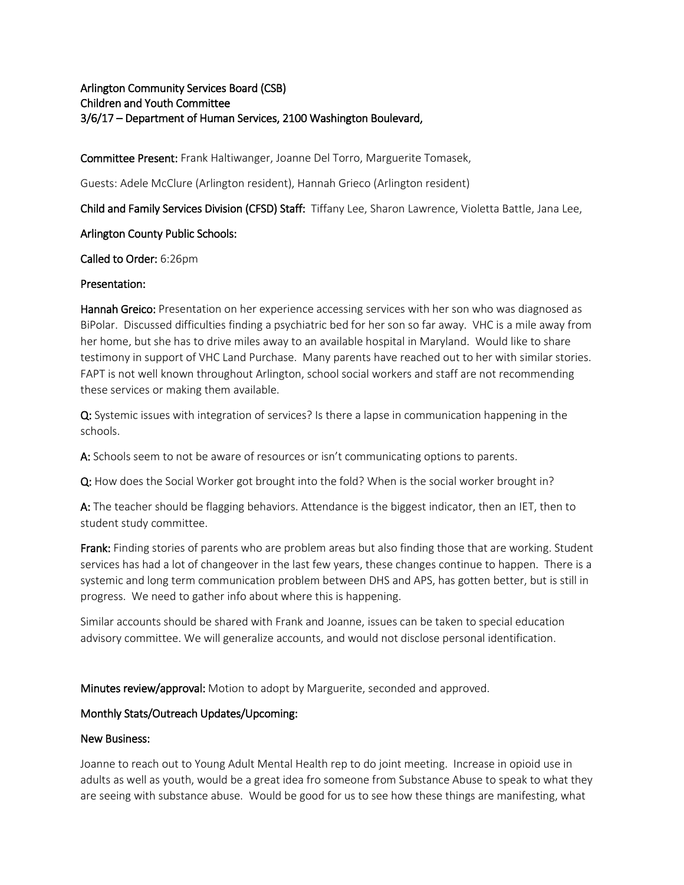**Arlington Community Services Board (CSB)**
**Children and Youth Committee**
**3/6/17 – Department of Human Services, 2100 Washington Boulevard,**

**Committee Present:** Frank Haltiwanger, Joanne Del Torro, Marguerite Tomasek,

Guests: Adele McClure (Arlington resident), Hannah Grieco (Arlington resident)

**Child and Family Services Division (CFSD) Staff:** Tiffany Lee, Sharon Lawrence, Violetta Battle, Jana Lee,

**Arlington County Public Schools:**

**Called to Order:** 6:26pm

**Presentation:**

**Hannah Greico:** Presentation on her experience accessing services with her son who was diagnosed as BiPolar. Discussed difficulties finding a psychiatric bed for her son so far away. VHC is a mile away from her home, but she has to drive miles away to an available hospital in Maryland. Would like to share testimony in support of VHC Land Purchase. Many parents have reached out to her with similar stories. FAPT is not well known throughout Arlington, school social workers and staff are not recommending these services or making them available.

**Q:** Systemic issues with integration of services? Is there a lapse in communication happening in the schools.

**A:** Schools seem to not be aware of resources or isn't communicating options to parents.

**Q:** How does the Social Worker got brought into the fold? When is the social worker brought in?

**A:** The teacher should be flagging behaviors. Attendance is the biggest indicator, then an IET, then to student study committee.

**Frank:** Finding stories of parents who are problem areas but also finding those that are working. Student services has had a lot of changeover in the last few years, these changes continue to happen. There is a systemic and long term communication problem between DHS and APS, has gotten better, but is still in progress. We need to gather info about where this is happening.

Similar accounts should be shared with Frank and Joanne, issues can be taken to special education advisory committee. We will generalize accounts, and would not disclose personal identification.

**Minutes review/approval:** Motion to adopt by Marguerite, seconded and approved.

**Monthly Stats/Outreach Updates/Upcoming:**

**New Business:**

Joanne to reach out to Young Adult Mental Health rep to do joint meeting. Increase in opioid use in adults as well as youth, would be a great idea fro someone from Substance Abuse to speak to what they are seeing with substance abuse. Would be good for us to see how these things are manifesting, what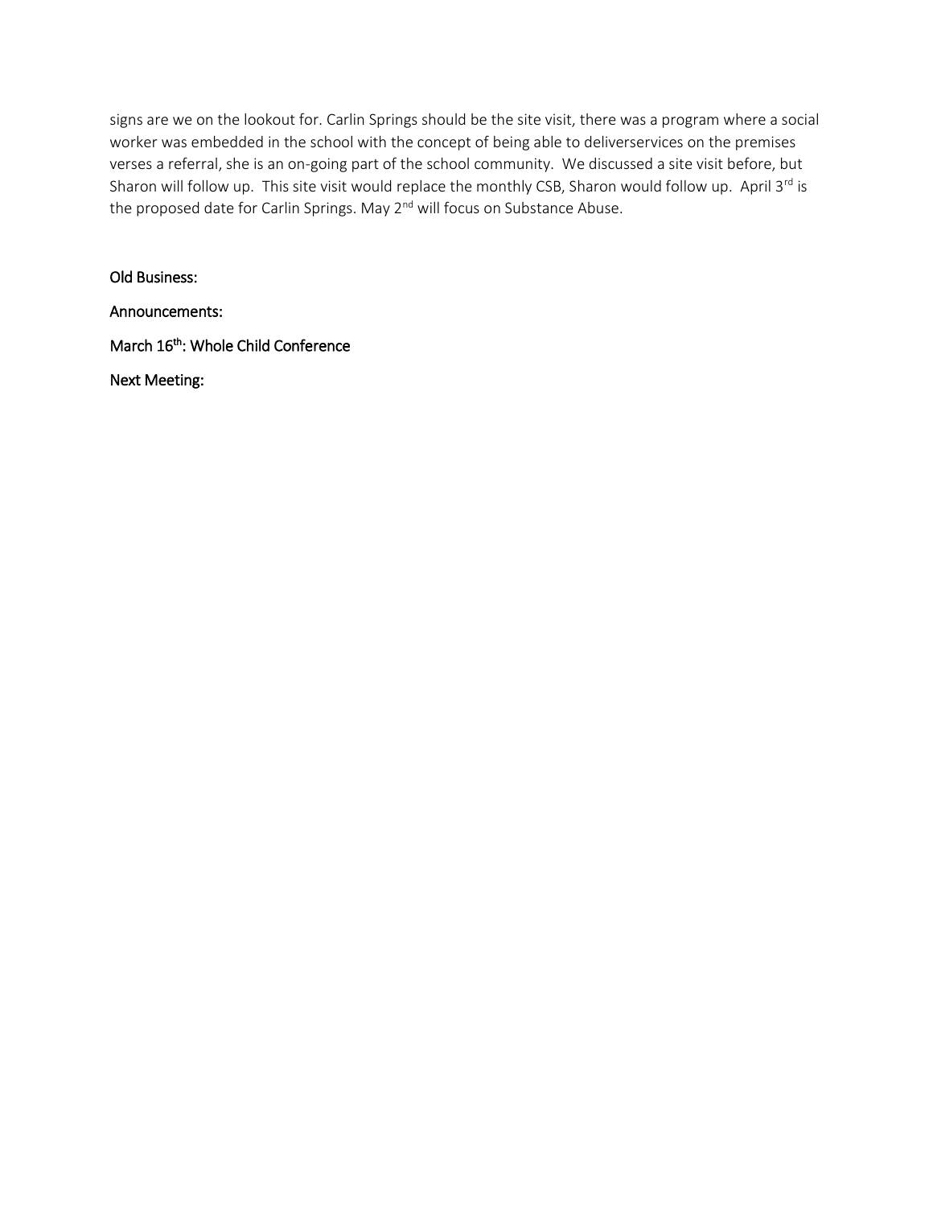signs are we on the lookout for. Carlin Springs should be the site visit, there was a program where a social worker was embedded in the school with the concept of being able to deliverservices on the premises verses a referral, she is an on-going part of the school community. We discussed a site visit before, but Sharon will follow up. This site visit would replace the monthly CSB, Sharon would follow up. April 3rd is the proposed date for Carlin Springs. May 2nd will focus on Substance Abuse.

Old Business:

Announcements:

March 16th: Whole Child Conference

Next Meeting: